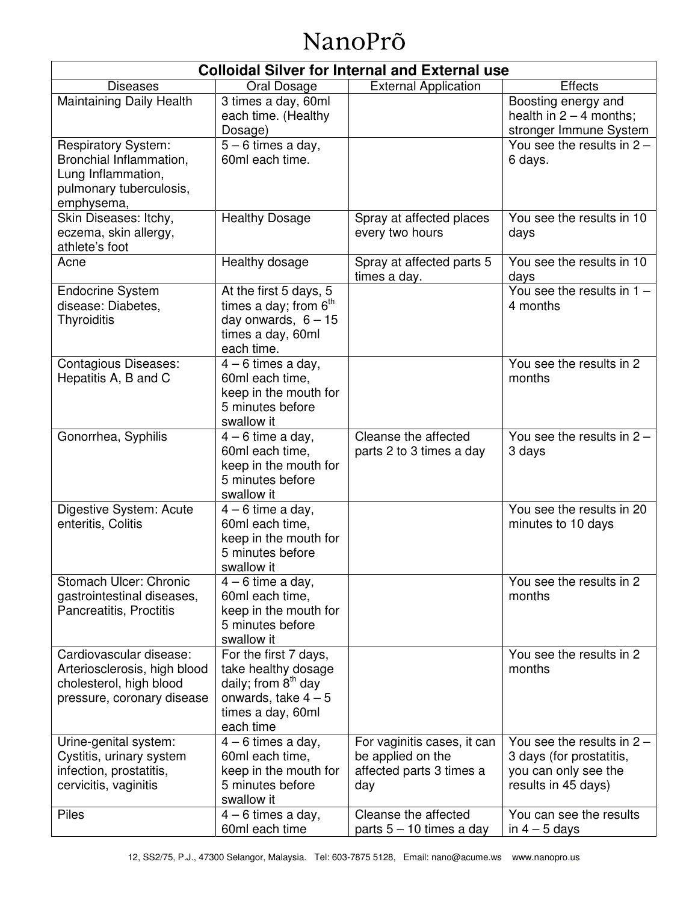# NanoPrõ

| Colloidal Silver for Internal and External use | | | |
|---|---|---|---|
| Diseases | Oral Dosage | External Application | Effects |
| Maintaining Daily Health | 3 times a day, 60ml each time. (Healthy Dosage) | | Boosting energy and health in 2 – 4 months; stronger Immune System |
| Respiratory System: Bronchial Inflammation, Lung Inflammation, pulmonary tuberculosis, emphysema, | 5 – 6 times a day, 60ml each time. | | You see the results in 2 – 6 days. |
| Skin Diseases: Itchy, eczema, skin allergy, athlete's foot | Healthy Dosage | Spray at affected places every two hours | You see the results in 10 days |
| Acne | Healthy dosage | Spray at affected parts 5 times a day. | You see the results in 10 days |
| Endocrine System disease: Diabetes, Thyroiditis | At the first 5 days, 5 times a day; from 6th day onwards, 6 – 15 times a day, 60ml each time. | | You see the results in 1 – 4 months |
| Contagious Diseases: Hepatitis A, B and C | 4 – 6 times a day, 60ml each time, keep in the mouth for 5 minutes before swallow it | | You see the results in 2 months |
| Gonorrhea, Syphilis | 4 – 6 time a day, 60ml each time, keep in the mouth for 5 minutes before swallow it | Cleanse the affected parts 2 to 3 times a day | You see the results in 2 – 3 days |
| Digestive System: Acute enteritis, Colitis | 4 – 6 time a day, 60ml each time, keep in the mouth for 5 minutes before swallow it | | You see the results in 20 minutes to 10 days |
| Stomach Ulcer: Chronic gastrointestinal diseases, Pancreatitis, Proctitis | 4 – 6 time a day, 60ml each time, keep in the mouth for 5 minutes before swallow it | | You see the results in 2 months |
| Cardiovascular disease: Arteriosclerosis, high blood cholesterol, high blood pressure, coronary disease | For the first 7 days, take healthy dosage daily; from 8th day onwards, take 4 – 5 times a day, 60ml each time | | You see the results in 2 months |
| Urine-genital system: Cystitis, urinary system infection, prostatitis, cervicitis, vaginitis | 4 – 6 times a day, 60ml each time, keep in the mouth for 5 minutes before swallow it | For vaginitis cases, it can be applied on the affected parts 3 times a day | You see the results in 2 – 3 days (for prostatitis, you can only see the results in 45 days) |
| Piles | 4 – 6 times a day, 60ml each time | Cleanse the affected parts 5 – 10 times a day | You can see the results in 4 – 5 days |

12, SS2/75, P.J., 47300 Selangor, Malaysia. Tel: 603-7875 5128, Email: nano@acume.ws www.nanopro.us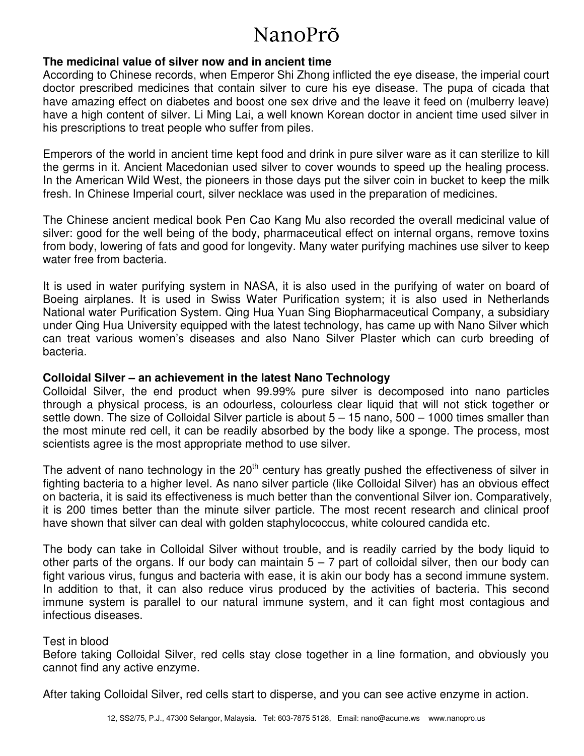# NanoPrõ

**The medicinal value of silver now and in ancient time**

According to Chinese records, when Emperor Shi Zhong inflicted the eye disease, the imperial court doctor prescribed medicines that contain silver to cure his eye disease. The pupa of cicada that have amazing effect on diabetes and boost one sex drive and the leave it feed on (mulberry leave) have a high content of silver. Li Ming Lai, a well known Korean doctor in ancient time used silver in his prescriptions to treat people who suffer from piles.

Emperors of the world in ancient time kept food and drink in pure silver ware as it can sterilize to kill the germs in it. Ancient Macedonian used silver to cover wounds to speed up the healing process. In the American Wild West, the pioneers in those days put the silver coin in bucket to keep the milk fresh. In Chinese Imperial court, silver necklace was used in the preparation of medicines.

The Chinese ancient medical book Pen Cao Kang Mu also recorded the overall medicinal value of silver: good for the well being of the body, pharmaceutical effect on internal organs, remove toxins from body, lowering of fats and good for longevity. Many water purifying machines use silver to keep water free from bacteria.

It is used in water purifying system in NASA, it is also used in the purifying of water on board of Boeing airplanes. It is used in Swiss Water Purification system; it is also used in Netherlands National water Purification System. Qing Hua Yuan Sing Biopharmaceutical Company, a subsidiary under Qing Hua University equipped with the latest technology, has came up with Nano Silver which can treat various women's diseases and also Nano Silver Plaster which can curb breeding of bacteria.

**Colloidal Silver – an achievement in the latest Nano Technology**

Colloidal Silver, the end product when 99.99% pure silver is decomposed into nano particles through a physical process, is an odourless, colourless clear liquid that will not stick together or settle down. The size of Colloidal Silver particle is about 5 – 15 nano, 500 – 1000 times smaller than the most minute red cell, it can be readily absorbed by the body like a sponge. The process, most scientists agree is the most appropriate method to use silver.

The advent of nano technology in the 20th century has greatly pushed the effectiveness of silver in fighting bacteria to a higher level. As nano silver particle (like Colloidal Silver) has an obvious effect on bacteria, it is said its effectiveness is much better than the conventional Silver ion. Comparatively, it is 200 times better than the minute silver particle. The most recent research and clinical proof have shown that silver can deal with golden staphylococcus, white coloured candida etc.

The body can take in Colloidal Silver without trouble, and is readily carried by the body liquid to other parts of the organs. If our body can maintain 5 – 7 part of colloidal silver, then our body can fight various virus, fungus and bacteria with ease, it is akin our body has a second immune system. In addition to that, it can also reduce virus produced by the activities of bacteria. This second immune system is parallel to our natural immune system, and it can fight most contagious and infectious diseases.

Test in blood

Before taking Colloidal Silver, red cells stay close together in a line formation, and obviously you cannot find any active enzyme.

After taking Colloidal Silver, red cells start to disperse, and you can see active enzyme in action.

12, SS2/75, P.J., 47300 Selangor, Malaysia. Tel: 603-7875 5128, Email: nano@acume.ws www.nanopro.us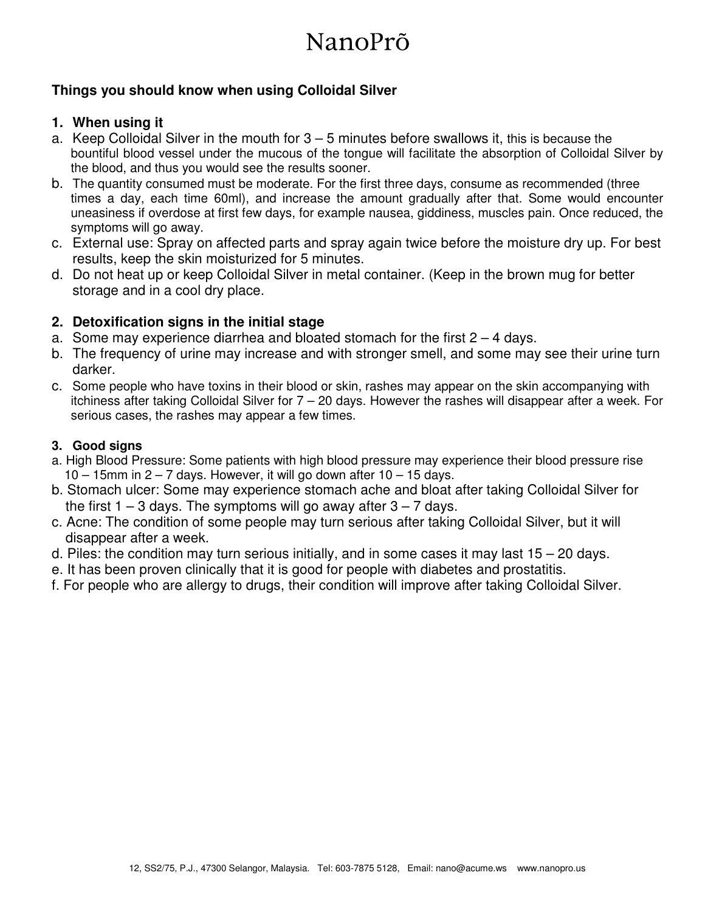# NanoPrõ

**Things you should know when using Colloidal Silver**

1. **When using it**

a. Keep Colloidal Silver in the mouth for 3 – 5 minutes before swallows it, this is because the bountiful blood vessel under the mucous of the tongue will facilitate the absorption of Colloidal Silver by the blood, and thus you would see the results sooner.

b. The quantity consumed must be moderate. For the first three days, consume as recommended (three times a day, each time 60ml), and increase the amount gradually after that. Some would encounter uneasiness if overdose at first few days, for example nausea, giddiness, muscles pain. Once reduced, the symptoms will go away.

c. External use: Spray on affected parts and spray again twice before the moisture dry up. For best results, keep the skin moisturized for 5 minutes.

d. Do not heat up or keep Colloidal Silver in metal container. (Keep in the brown mug for better storage and in a cool dry place.

2. **Detoxification signs in the initial stage**

a. Some may experience diarrhea and bloated stomach for the first 2 – 4 days.

b. The frequency of urine may increase and with stronger smell, and some may see their urine turn darker.

c. Some people who have toxins in their blood or skin, rashes may appear on the skin accompanying with itchiness after taking Colloidal Silver for 7 – 20 days. However the rashes will disappear after a week. For serious cases, the rashes may appear a few times.

3. **Good signs**

a. High Blood Pressure: Some patients with high blood pressure may experience their blood pressure rise 10 – 15mm in 2 – 7 days. However, it will go down after 10 – 15 days.

b. Stomach ulcer: Some may experience stomach ache and bloat after taking Colloidal Silver for the first 1 – 3 days. The symptoms will go away after 3 – 7 days.

c. Acne: The condition of some people may turn serious after taking Colloidal Silver, but it will disappear after a week.

d. Piles: the condition may turn serious initially, and in some cases it may last 15 – 20 days.

e. It has been proven clinically that it is good for people with diabetes and prostatitis.

f. For people who are allergy to drugs, their condition will improve after taking Colloidal Silver.

12, SS2/75, P.J., 47300 Selangor, Malaysia. Tel: 603-7875 5128, Email: nano@acume.ws www.nanopro.us